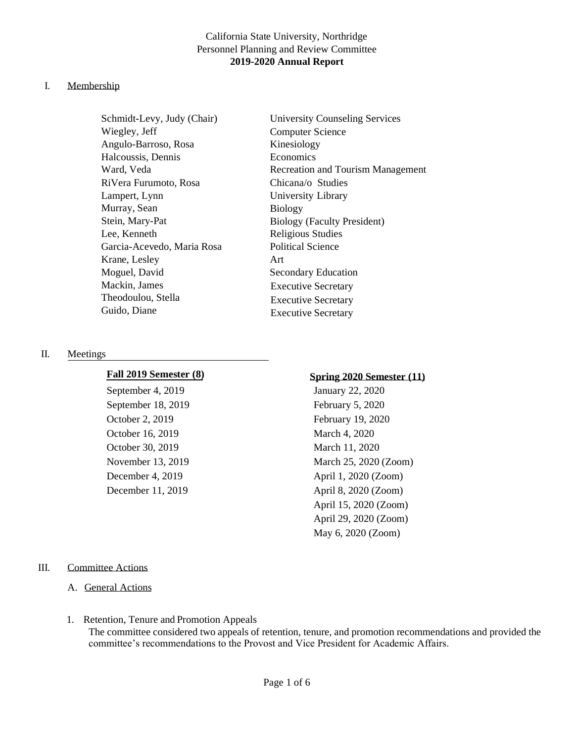California State University, Northridge
Personnel Planning and Review Committee
**2019-2020 Annual Report**

## I. Membership

| Name | Department |
|---|---|
| Schmidt-Levy, Judy (Chair) | University Counseling Services |
| Wiegley, Jeff | Computer Science |
| Angulo-Barroso, Rosa | Kinesiology |
| Halcoussis, Dennis | Economics |
| Ward, Veda | Recreation and Tourism Management |
| RiVera Furumoto, Rosa | Chicana/o Studies |
| Lampert, Lynn | University Library |
| Murray, Sean | Biology |
| Stein, Mary-Pat | Biology (Faculty President) |
| Lee, Kenneth | Religious Studies |
| Garcia-Acevedo, Maria Rosa | Political Science |
| Krane, Lesley | Art |
| Moguel, David | Secondary Education |
| Mackin, James | Executive Secretary |
| Theodoulou, Stella | Executive Secretary |
| Guido, Diane | Executive Secretary |

## II. Meetings

**Fall 2019 Semester (8)**

- September 4, 2019
- September 18, 2019
- October 2, 2019
- October 16, 2019
- October 30, 2019
- November 13, 2019
- December 4, 2019
- December 11, 2019

**Spring 2020 Semester (11)**

- January 22, 2020
- February 5, 2020
- February 19, 2020
- March 4, 2020
- March 11, 2020
- March 25, 2020 (Zoom)
- April 1, 2020 (Zoom)
- April 8, 2020 (Zoom)
- April 15, 2020 (Zoom)
- April 29, 2020 (Zoom)
- May 6, 2020 (Zoom)

## III. Committee Actions

### A. General Actions

1. Retention, Tenure and Promotion Appeals

   The committee considered two appeals of retention, tenure, and promotion recommendations and provided the committee's recommendations to the Provost and Vice President for Academic Affairs.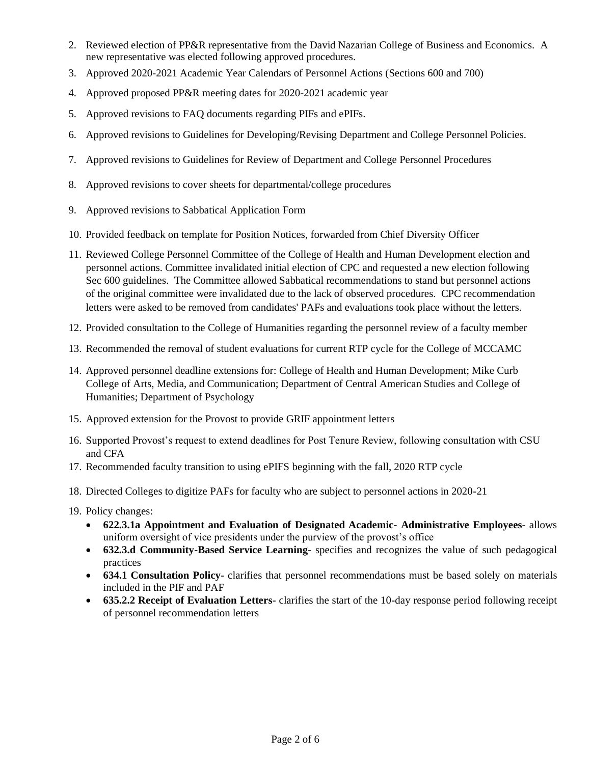2. Reviewed election of PP&R representative from the David Nazarian College of Business and Economics. A new representative was elected following approved procedures.
3. Approved 2020-2021 Academic Year Calendars of Personnel Actions (Sections 600 and 700)
4. Approved proposed PP&R meeting dates for 2020-2021 academic year
5. Approved revisions to FAQ documents regarding PIFs and ePIFs.
6. Approved revisions to Guidelines for Developing/Revising Department and College Personnel Policies.
7. Approved revisions to Guidelines for Review of Department and College Personnel Procedures
8. Approved revisions to cover sheets for departmental/college procedures
9. Approved revisions to Sabbatical Application Form
10. Provided feedback on template for Position Notices, forwarded from Chief Diversity Officer
11. Reviewed College Personnel Committee of the College of Health and Human Development election and personnel actions. Committee invalidated initial election of CPC and requested a new election following Sec 600 guidelines. The Committee allowed Sabbatical recommendations to stand but personnel actions of the original committee were invalidated due to the lack of observed procedures. CPC recommendation letters were asked to be removed from candidates' PAFs and evaluations took place without the letters.
12. Provided consultation to the College of Humanities regarding the personnel review of a faculty member
13. Recommended the removal of student evaluations for current RTP cycle for the College of MCCAMC
14. Approved personnel deadline extensions for: College of Health and Human Development; Mike Curb College of Arts, Media, and Communication; Department of Central American Studies and College of Humanities; Department of Psychology
15. Approved extension for the Provost to provide GRIF appointment letters
16. Supported Provost's request to extend deadlines for Post Tenure Review, following consultation with CSU and CFA
17. Recommended faculty transition to using ePIFS beginning with the fall, 2020 RTP cycle
18. Directed Colleges to digitize PAFs for faculty who are subject to personnel actions in 2020-21
19. Policy changes:
    - **622.3.1a Appointment and Evaluation of Designated Academic- Administrative Employees**- allows uniform oversight of vice presidents under the purview of the provost's office
    - **632.3.d Community-Based Service Learning**- specifies and recognizes the value of such pedagogical practices
    - **634.1 Consultation Policy**- clarifies that personnel recommendations must be based solely on materials included in the PIF and PAF
    - **635.2.2 Receipt of Evaluation Letters**- clarifies the start of the 10-day response period following receipt of personnel recommendation letters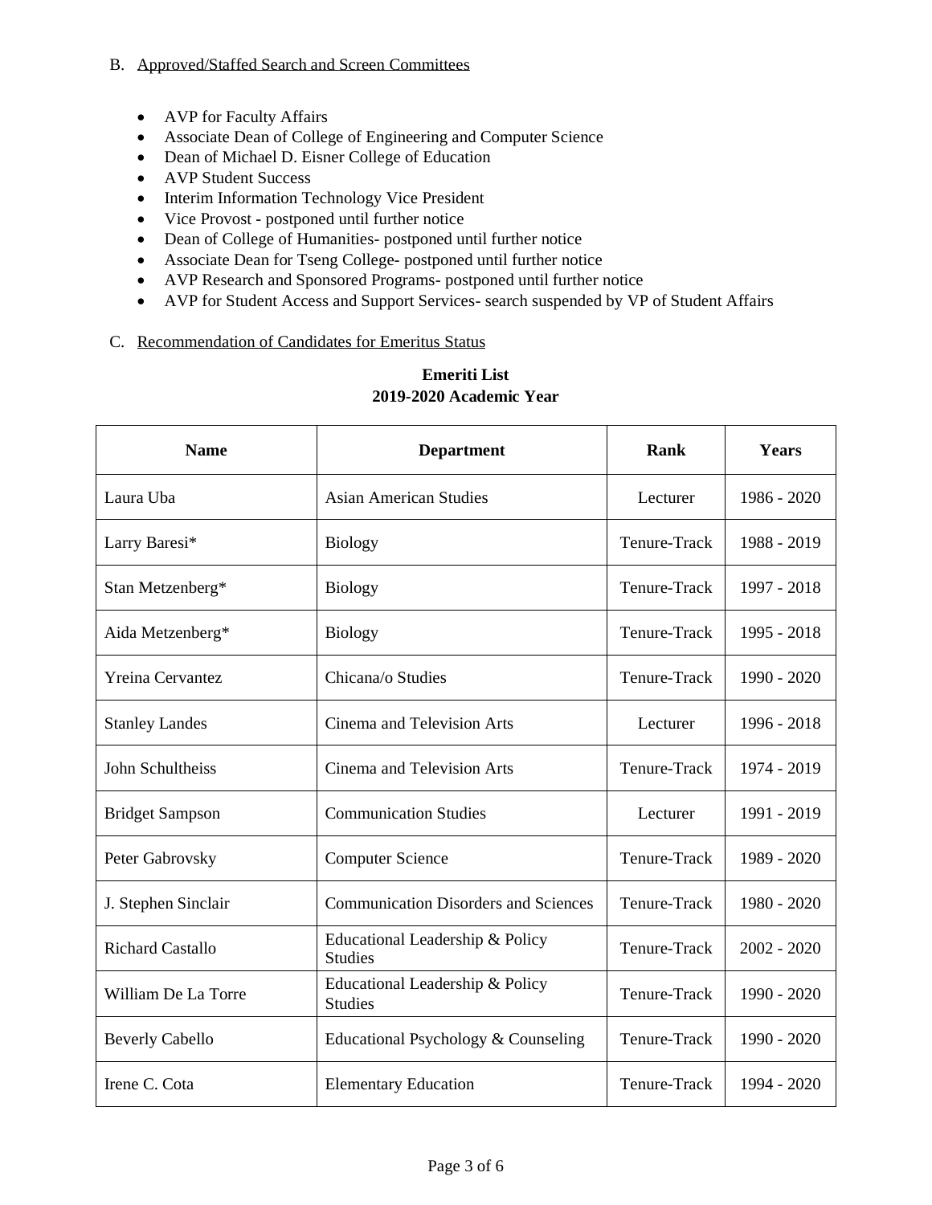B. Approved/Staffed Search and Screen Committees

- AVP for Faculty Affairs
- Associate Dean of College of Engineering and Computer Science
- Dean of Michael D. Eisner College of Education
- AVP Student Success
- Interim Information Technology Vice President
- Vice Provost - postponed until further notice
- Dean of College of Humanities- postponed until further notice
- Associate Dean for Tseng College- postponed until further notice
- AVP Research and Sponsored Programs- postponed until further notice
- AVP for Student Access and Support Services- search suspended by VP of Student Affairs

C. Recommendation of Candidates for Emeritus Status

**Emeriti List**
**2019-2020 Academic Year**

| Name | Department | Rank | Years |
|---|---|---|---|
| Laura Uba | Asian American Studies | Lecturer | 1986 - 2020 |
| Larry Baresi* | Biology | Tenure-Track | 1988 - 2019 |
| Stan Metzenberg* | Biology | Tenure-Track | 1997 - 2018 |
| Aida Metzenberg* | Biology | Tenure-Track | 1995 - 2018 |
| Yreina Cervantez | Chicana/o Studies | Tenure-Track | 1990 - 2020 |
| Stanley Landes | Cinema and Television Arts | Lecturer | 1996 - 2018 |
| John Schultheiss | Cinema and Television Arts | Tenure-Track | 1974 - 2019 |
| Bridget Sampson | Communication Studies | Lecturer | 1991 - 2019 |
| Peter Gabrovsky | Computer Science | Tenure-Track | 1989 - 2020 |
| J. Stephen Sinclair | Communication Disorders and Sciences | Tenure-Track | 1980 - 2020 |
| Richard Castallo | Educational Leadership & Policy Studies | Tenure-Track | 2002 - 2020 |
| William De La Torre | Educational Leadership & Policy Studies | Tenure-Track | 1990 - 2020 |
| Beverly Cabello | Educational Psychology & Counseling | Tenure-Track | 1990 - 2020 |
| Irene C. Cota | Elementary Education | Tenure-Track | 1994 - 2020 |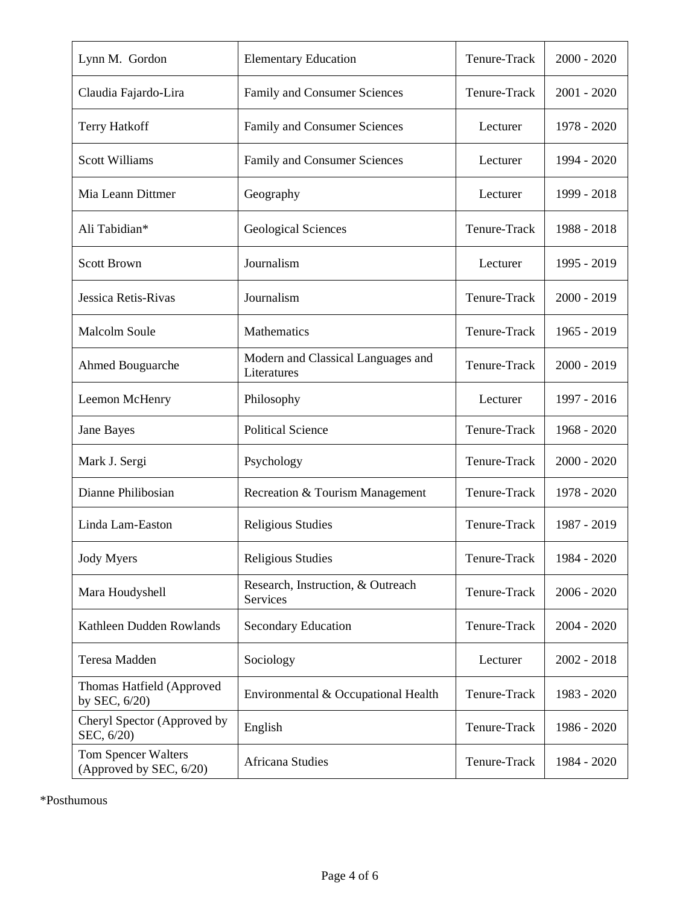| Lynn M. Gordon | Elementary Education | Tenure-Track | 2000 - 2020 |
|---|---|---|---|
| Claudia Fajardo-Lira | Family and Consumer Sciences | Tenure-Track | 2001 - 2020 |
| Terry Hatkoff | Family and Consumer Sciences | Lecturer | 1978 - 2020 |
| Scott Williams | Family and Consumer Sciences | Lecturer | 1994 - 2020 |
| Mia Leann Dittmer | Geography | Lecturer | 1999 - 2018 |
| Ali Tabidian* | Geological Sciences | Tenure-Track | 1988 - 2018 |
| Scott Brown | Journalism | Lecturer | 1995 - 2019 |
| Jessica Retis-Rivas | Journalism | Tenure-Track | 2000 - 2019 |
| Malcolm Soule | Mathematics | Tenure-Track | 1965 - 2019 |
| Ahmed Bouguarche | Modern and Classical Languages and Literatures | Tenure-Track | 2000 - 2019 |
| Leemon McHenry | Philosophy | Lecturer | 1997 - 2016 |
| Jane Bayes | Political Science | Tenure-Track | 1968 - 2020 |
| Mark J. Sergi | Psychology | Tenure-Track | 2000 - 2020 |
| Dianne Philibosian | Recreation & Tourism Management | Tenure-Track | 1978 - 2020 |
| Linda Lam-Easton | Religious Studies | Tenure-Track | 1987 - 2019 |
| Jody Myers | Religious Studies | Tenure-Track | 1984 - 2020 |
| Mara Houdyshell | Research, Instruction, & Outreach Services | Tenure-Track | 2006 - 2020 |
| Kathleen Dudden Rowlands | Secondary Education | Tenure-Track | 2004 - 2020 |
| Teresa Madden | Sociology | Lecturer | 2002 - 2018 |
| Thomas Hatfield (Approved by SEC, 6/20) | Environmental & Occupational Health | Tenure-Track | 1983 - 2020 |
| Cheryl Spector (Approved by SEC, 6/20) | English | Tenure-Track | 1986 - 2020 |
| Tom Spencer Walters (Approved by SEC, 6/20) | Africana Studies | Tenure-Track | 1984 - 2020 |

*Posthumous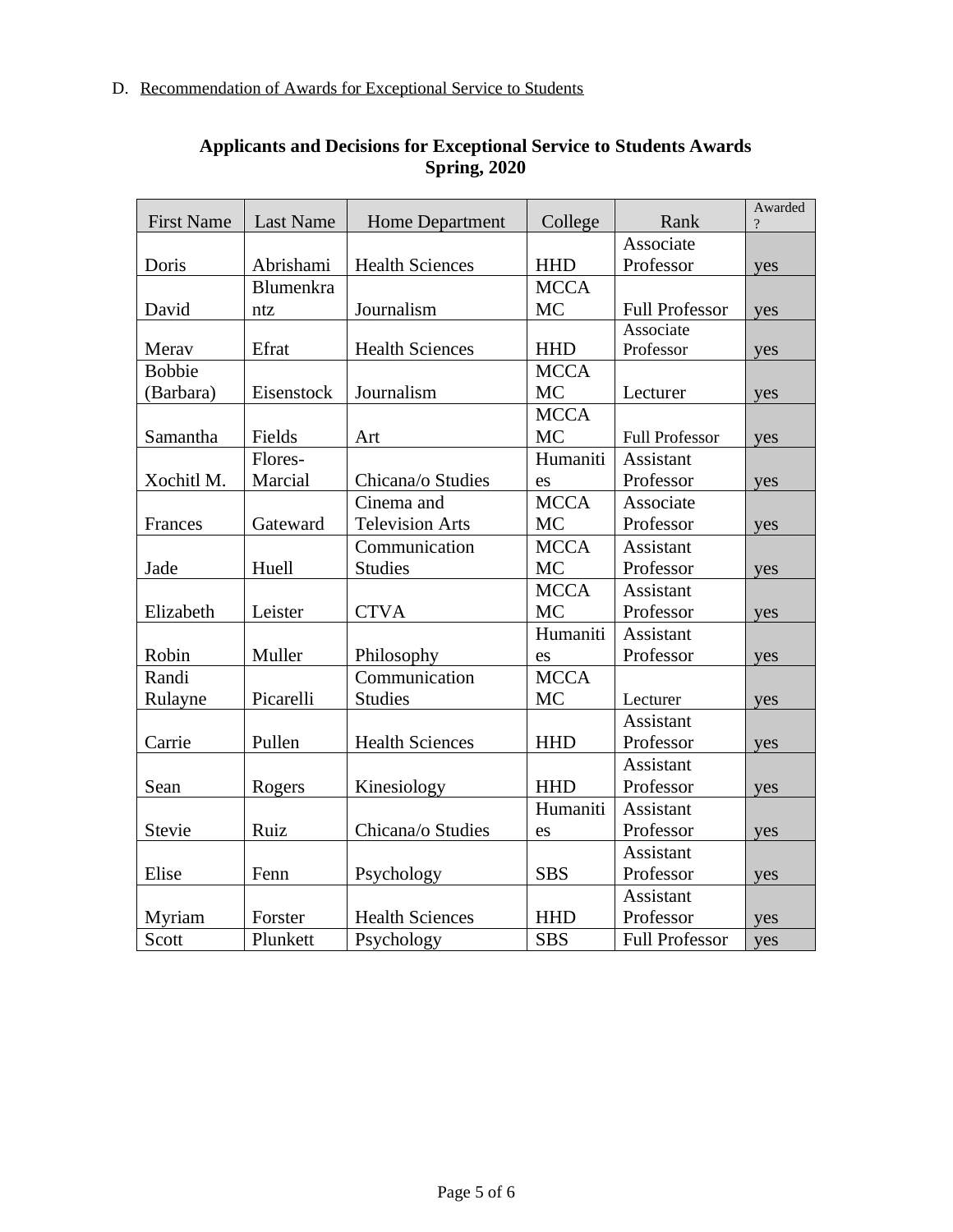D. Recommendation of Awards for Exceptional Service to Students

**Applicants and Decisions for Exceptional Service to Students Awards**
**Spring, 2020**

| First Name | Last Name | Home Department | College | Rank | Awarded? |
|---|---|---|---|---|---|
| Doris | Abrishami | Health Sciences | HHD | Associate Professor | yes |
| David | Blumenkrantz | Journalism | MCCAMC | Full Professor | yes |
| Merav | Efrat | Health Sciences | HHD | Associate Professor | yes |
| Bobbie (Barbara) | Eisenstock | Journalism | MCCAMC | Lecturer | yes |
| Samantha | Fields | Art | MCCAMC | Full Professor | yes |
| Xochitl M. | Flores-Marcial | Chicana/o Studies | Humanities | Assistant Professor | yes |
| Frances | Gateward | Cinema and Television Arts | MCCAMC | Associate Professor | yes |
| Jade | Huell | Communication Studies | MCCAMC | Assistant Professor | yes |
| Elizabeth | Leister | CTVA | MCCAMC | Assistant Professor | yes |
| Robin | Muller | Philosophy | Humanities | Assistant Professor | yes |
| Randi Rulayne | Picarelli | Communication Studies | MCCAMC | Lecturer | yes |
| Carrie | Pullen | Health Sciences | HHD | Assistant Professor | yes |
| Sean | Rogers | Kinesiology | HHD | Assistant Professor | yes |
| Stevie | Ruiz | Chicana/o Studies | Humanities | Assistant Professor | yes |
| Elise | Fenn | Psychology | SBS | Assistant Professor | yes |
| Myriam | Forster | Health Sciences | HHD | Assistant Professor | yes |
| Scott | Plunkett | Psychology | SBS | Full Professor | yes |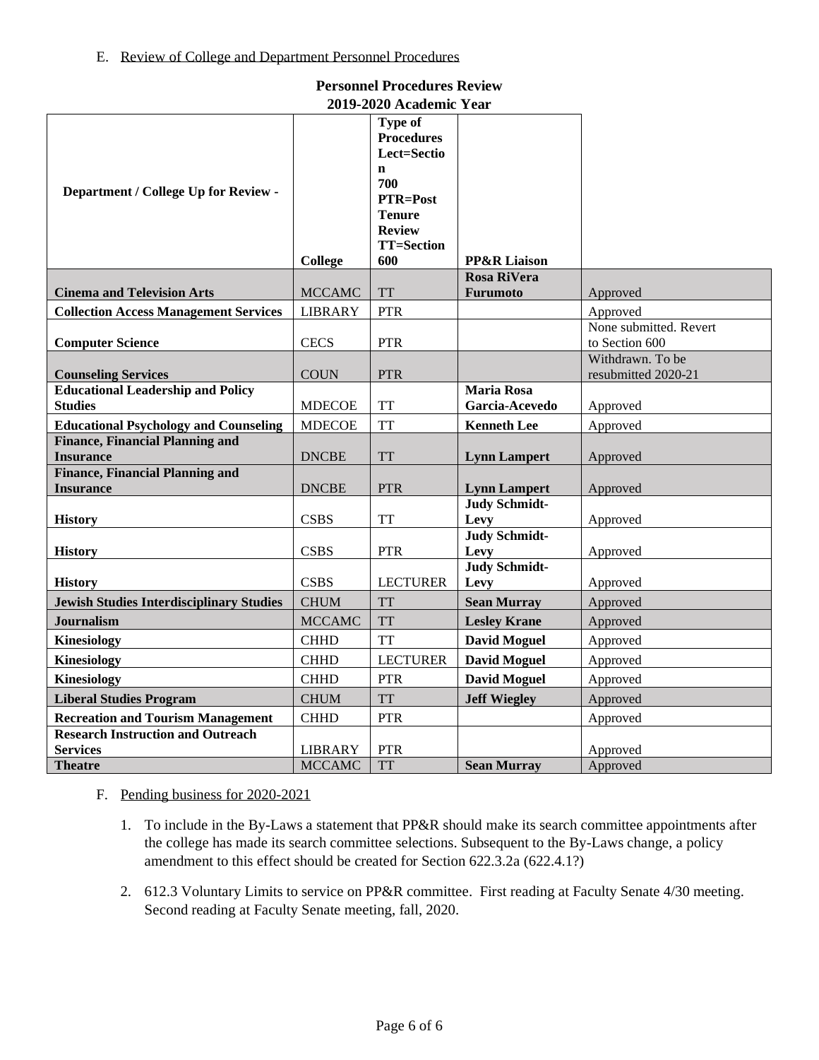E. Review of College and Department Personnel Procedures

**Personnel Procedures Review**
**2019-2020 Academic Year**

| Department / College Up for Review - | College | Type of Procedures Lect=Section 700 PTR=Post Tenure Review TT=Section 600 | PP&R Liaison | |
|---|---|---|---|---|
| **Cinema and Television Arts** | MCCAMC | TT | **Rosa RiVera Furumoto** | Approved |
| **Collection Access Management Services** | LIBRARY | PTR | | Approved |
| **Computer Science** | CECS | PTR | | None submitted. Revert to Section 600 |
| **Counseling Services** | COUN | PTR | | Withdrawn. To be resubmitted 2020-21 |
| **Educational Leadership and Policy Studies** | MDECOE | TT | **Maria Rosa Garcia-Acevedo** | Approved |
| **Educational Psychology and Counseling** | MDECOE | TT | **Kenneth Lee** | Approved |
| **Finance, Financial Planning and Insurance** | DNCBE | TT | **Lynn Lampert** | Approved |
| **Finance, Financial Planning and Insurance** | DNCBE | PTR | **Lynn Lampert** | Approved |
| **History** | CSBS | TT | **Judy Schmidt-Levy** | Approved |
| **History** | CSBS | PTR | **Judy Schmidt-Levy** | Approved |
| **History** | CSBS | LECTURER | **Judy Schmidt-Levy** | Approved |
| **Jewish Studies Interdisciplinary Studies** | CHUM | TT | **Sean Murray** | Approved |
| **Journalism** | MCCAMC | TT | **Lesley Krane** | Approved |
| **Kinesiology** | CHHD | TT | **David Moguel** | Approved |
| **Kinesiology** | CHHD | LECTURER | **David Moguel** | Approved |
| **Kinesiology** | CHHD | PTR | **David Moguel** | Approved |
| **Liberal Studies Program** | CHUM | TT | **Jeff Wiegley** | Approved |
| **Recreation and Tourism Management** | CHHD | PTR | | Approved |
| **Research Instruction and Outreach Services** | LIBRARY | PTR | | Approved |
| **Theatre** | MCCAMC | TT | **Sean Murray** | Approved |

F. Pending business for 2020-2021

1. To include in the By-Laws a statement that PP&R should make its search committee appointments after the college has made its search committee selections. Subsequent to the By-Laws change, a policy amendment to this effect should be created for Section 622.3.2a (622.4.1?)

2. 612.3 Voluntary Limits to service on PP&R committee. First reading at Faculty Senate 4/30 meeting. Second reading at Faculty Senate meeting, fall, 2020.